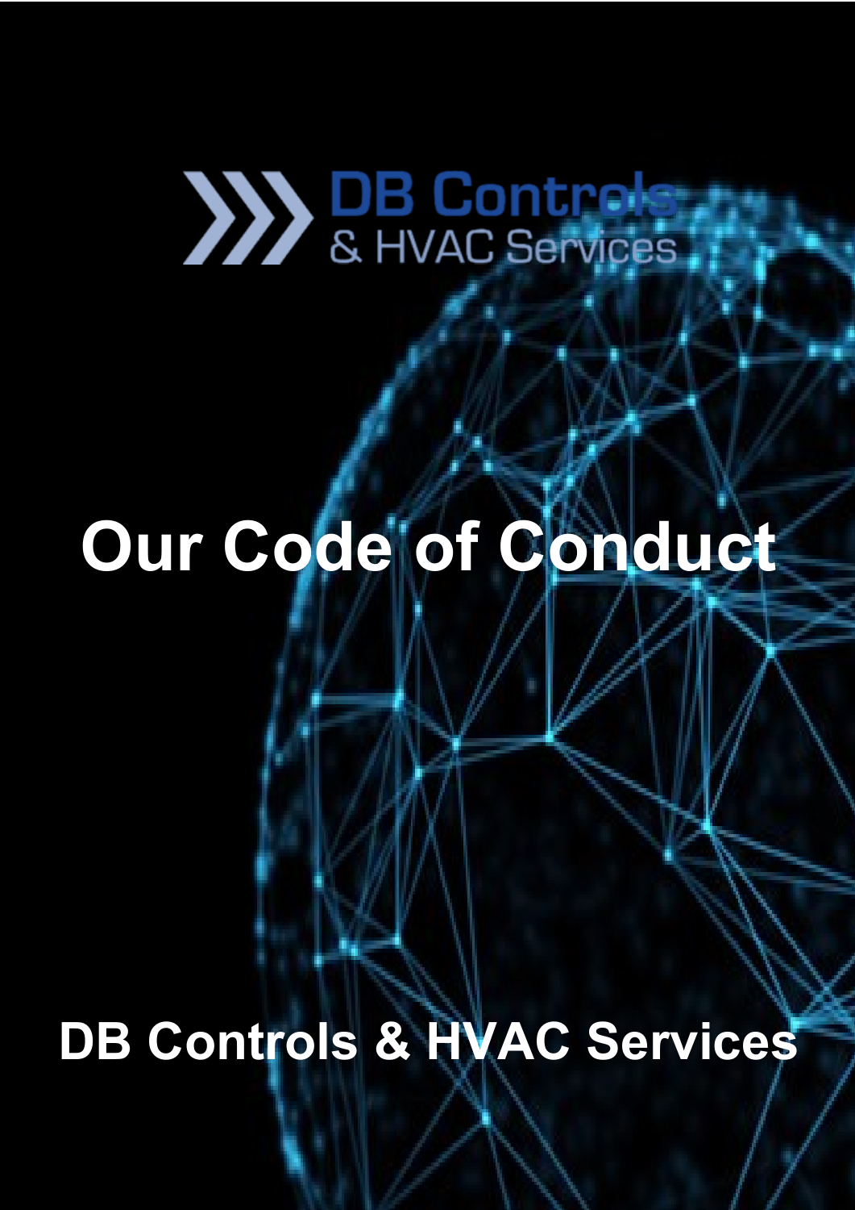DB Controls
& HVAC Services

# Our Code of Conduct

## DB Controls & HVAC Services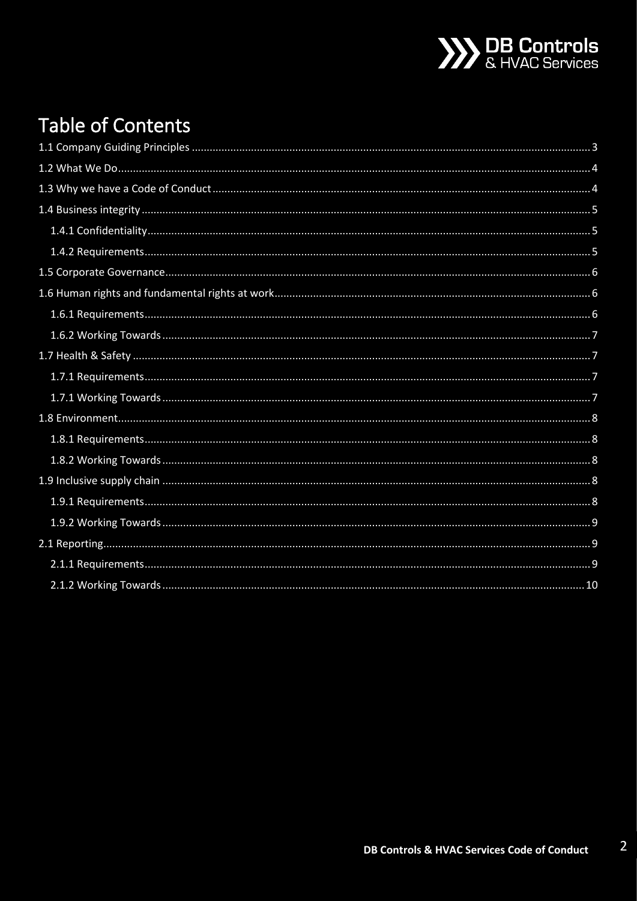# Table of Contents

- 1.1 Company Guiding Principles ..... 3
- 1.2 What We Do ..... 4
- 1.3 Why we have a Code of Conduct ..... 4
- 1.4 Business integrity ..... 5
  - 1.4.1 Confidentiality ..... 5
  - 1.4.2 Requirements ..... 5
- 1.5 Corporate Governance ..... 6
- 1.6 Human rights and fundamental rights at work ..... 6
  - 1.6.1 Requirements ..... 6
  - 1.6.2 Working Towards ..... 7
- 1.7 Health & Safety ..... 7
  - 1.7.1 Requirements ..... 7
  - 1.7.1 Working Towards ..... 7
- 1.8 Environment ..... 8
  - 1.8.1 Requirements ..... 8
  - 1.8.2 Working Towards ..... 8
- 1.9 Inclusive supply chain ..... 8
  - 1.9.1 Requirements ..... 8
  - 1.9.2 Working Towards ..... 9
- 2.1 Reporting ..... 9
  - 2.1.1 Requirements ..... 9
  - 2.1.2 Working Towards ..... 10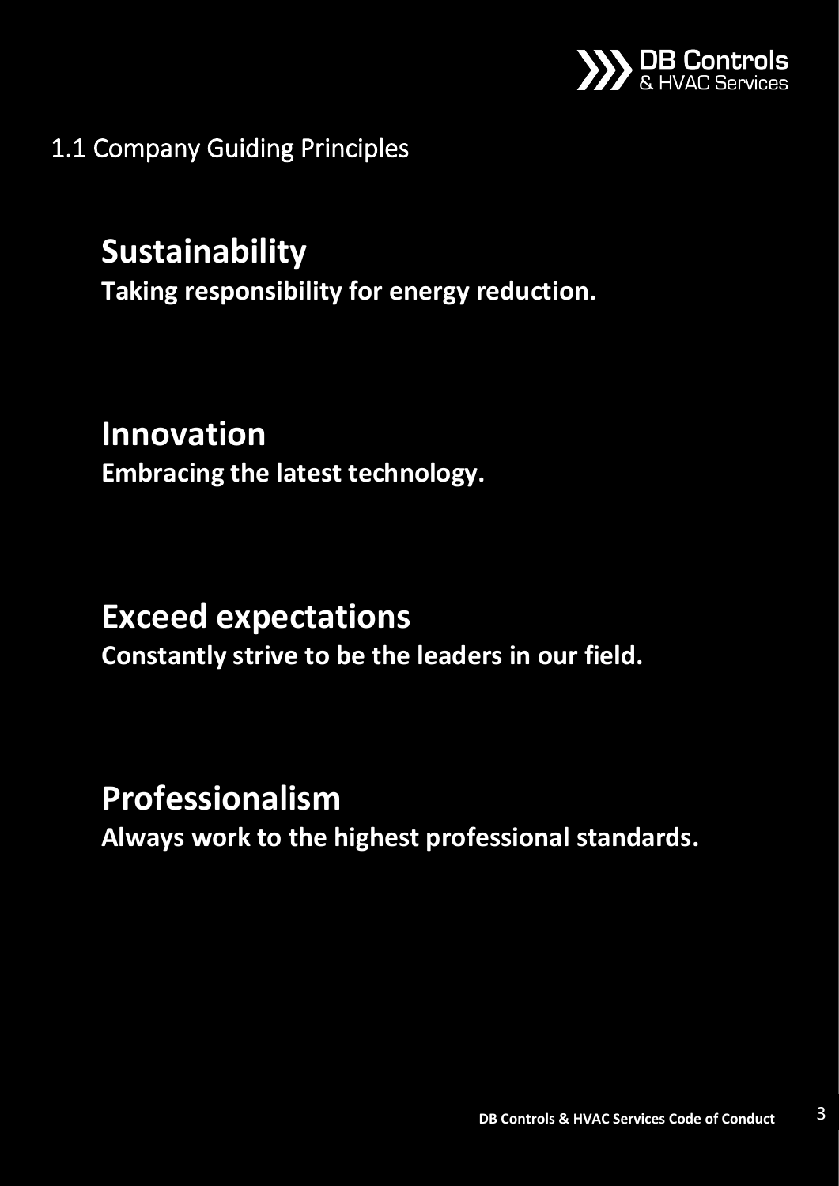## 1.1 Company Guiding Principles

### Sustainability

**Taking responsibility for energy reduction.**

### Innovation

**Embracing the latest technology.**

### Exceed expectations

**Constantly strive to be the leaders in our field.**

### Professionalism

**Always work to the highest professional standards.**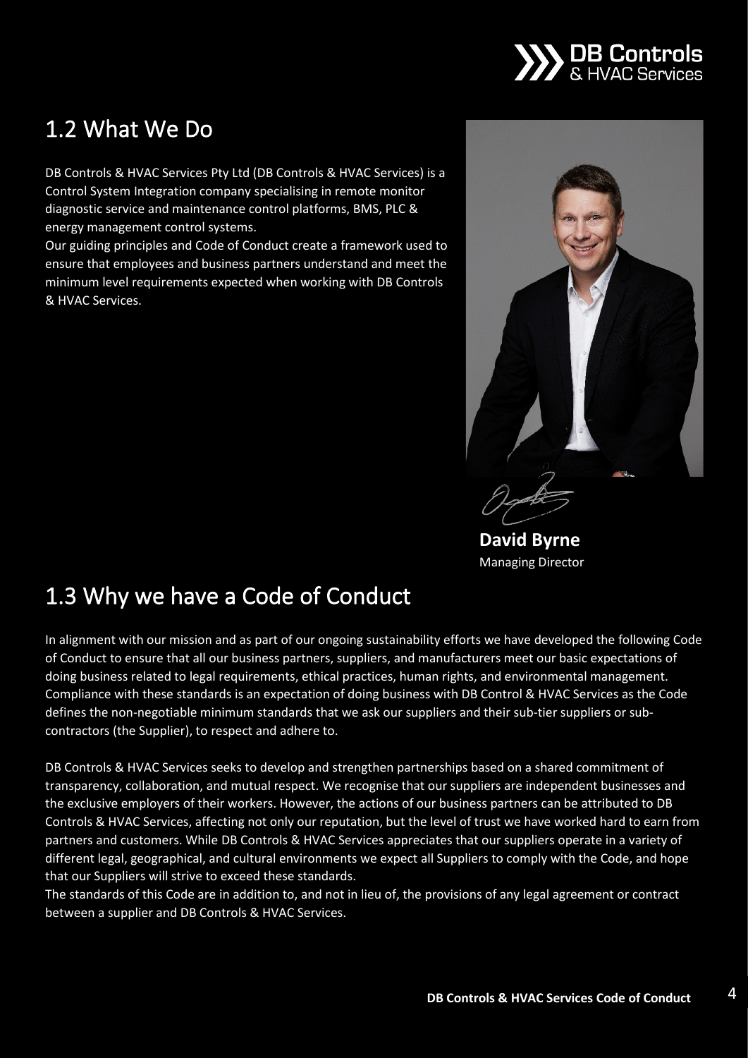## 1.2 What We Do

DB Controls & HVAC Services Pty Ltd (DB Controls & HVAC Services) is a Control System Integration company specialising in remote monitor diagnostic service and maintenance control platforms, BMS, PLC & energy management control systems.

Our guiding principles and Code of Conduct create a framework used to ensure that employees and business partners understand and meet the minimum level requirements expected when working with DB Controls & HVAC Services.

**David Byrne**
Managing Director

## 1.3 Why we have a Code of Conduct

In alignment with our mission and as part of our ongoing sustainability efforts we have developed the following Code of Conduct to ensure that all our business partners, suppliers, and manufacturers meet our basic expectations of doing business related to legal requirements, ethical practices, human rights, and environmental management. Compliance with these standards is an expectation of doing business with DB Control & HVAC Services as the Code defines the non-negotiable minimum standards that we ask our suppliers and their sub-tier suppliers or sub-contractors (the Supplier), to respect and adhere to.

DB Controls & HVAC Services seeks to develop and strengthen partnerships based on a shared commitment of transparency, collaboration, and mutual respect. We recognise that our suppliers are independent businesses and the exclusive employers of their workers. However, the actions of our business partners can be attributed to DB Controls & HVAC Services, affecting not only our reputation, but the level of trust we have worked hard to earn from partners and customers. While DB Controls & HVAC Services appreciates that our suppliers operate in a variety of different legal, geographical, and cultural environments we expect all Suppliers to comply with the Code, and hope that our Suppliers will strive to exceed these standards.

The standards of this Code are in addition to, and not in lieu of, the provisions of any legal agreement or contract between a supplier and DB Controls & HVAC Services.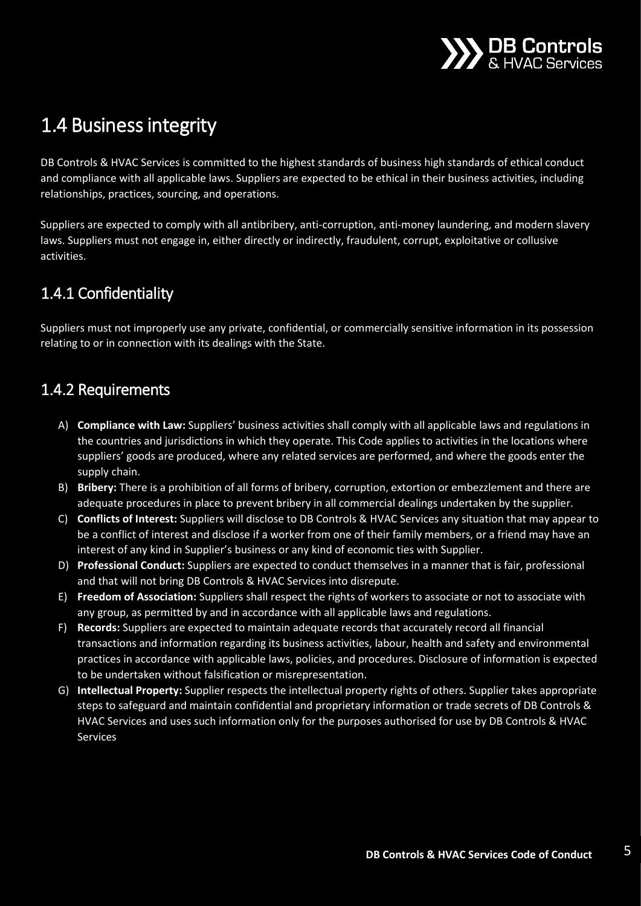# 1.4 Business integrity

DB Controls & HVAC Services is committed to the highest standards of business high standards of ethical conduct and compliance with all applicable laws. Suppliers are expected to be ethical in their business activities, including relationships, practices, sourcing, and operations.

Suppliers are expected to comply with all antibribery, anti-corruption, anti-money laundering, and modern slavery laws. Suppliers must not engage in, either directly or indirectly, fraudulent, corrupt, exploitative or collusive activities.

## 1.4.1 Confidentiality

Suppliers must not improperly use any private, confidential, or commercially sensitive information in its possession relating to or in connection with its dealings with the State.

## 1.4.2 Requirements

A) **Compliance with Law:** Suppliers' business activities shall comply with all applicable laws and regulations in the countries and jurisdictions in which they operate. This Code applies to activities in the locations where suppliers' goods are produced, where any related services are performed, and where the goods enter the supply chain.

B) **Bribery:** There is a prohibition of all forms of bribery, corruption, extortion or embezzlement and there are adequate procedures in place to prevent bribery in all commercial dealings undertaken by the supplier.

C) **Conflicts of Interest:** Suppliers will disclose to DB Controls & HVAC Services any situation that may appear to be a conflict of interest and disclose if a worker from one of their family members, or a friend may have an interest of any kind in Supplier's business or any kind of economic ties with Supplier.

D) **Professional Conduct:** Suppliers are expected to conduct themselves in a manner that is fair, professional and that will not bring DB Controls & HVAC Services into disrepute.

E) **Freedom of Association:** Suppliers shall respect the rights of workers to associate or not to associate with any group, as permitted by and in accordance with all applicable laws and regulations.

F) **Records:** Suppliers are expected to maintain adequate records that accurately record all financial transactions and information regarding its business activities, labour, health and safety and environmental practices in accordance with applicable laws, policies, and procedures. Disclosure of information is expected to be undertaken without falsification or misrepresentation.

G) **Intellectual Property:** Supplier respects the intellectual property rights of others. Supplier takes appropriate steps to safeguard and maintain confidential and proprietary information or trade secrets of DB Controls & HVAC Services and uses such information only for the purposes authorised for use by DB Controls & HVAC Services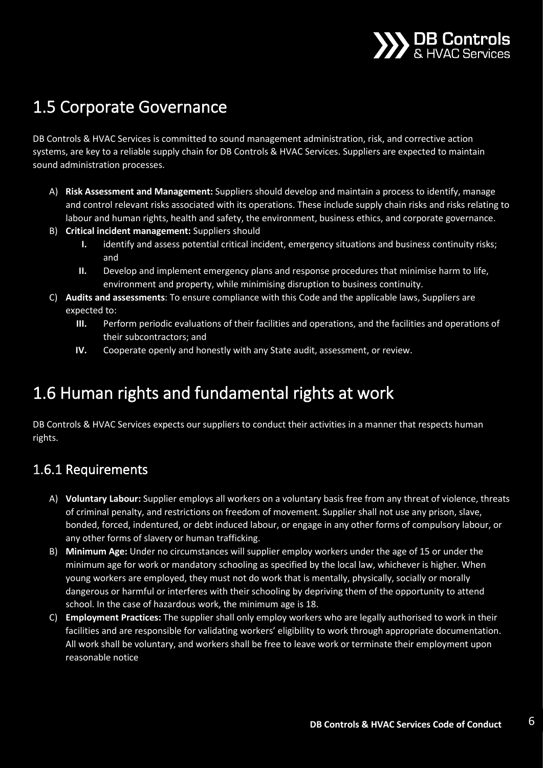## 1.5 Corporate Governance

DB Controls & HVAC Services is committed to sound management administration, risk, and corrective action systems, are key to a reliable supply chain for DB Controls & HVAC Services. Suppliers are expected to maintain sound administration processes.

A) **Risk Assessment and Management:** Suppliers should develop and maintain a process to identify, manage and control relevant risks associated with its operations. These include supply chain risks and risks relating to labour and human rights, health and safety, the environment, business ethics, and corporate governance.

B) **Critical incident management:** Suppliers should

   **I.** identify and assess potential critical incident, emergency situations and business continuity risks; and

   **II.** Develop and implement emergency plans and response procedures that minimise harm to life, environment and property, while minimising disruption to business continuity.

C) **Audits and assessments**: To ensure compliance with this Code and the applicable laws, Suppliers are expected to:

   **III.** Perform periodic evaluations of their facilities and operations, and the facilities and operations of their subcontractors; and

   **IV.** Cooperate openly and honestly with any State audit, assessment, or review.

## 1.6 Human rights and fundamental rights at work

DB Controls & HVAC Services expects our suppliers to conduct their activities in a manner that respects human rights.

### 1.6.1 Requirements

A) **Voluntary Labour:** Supplier employs all workers on a voluntary basis free from any threat of violence, threats of criminal penalty, and restrictions on freedom of movement. Supplier shall not use any prison, slave, bonded, forced, indentured, or debt induced labour, or engage in any other forms of compulsory labour, or any other forms of slavery or human trafficking.

B) **Minimum Age:** Under no circumstances will supplier employ workers under the age of 15 or under the minimum age for work or mandatory schooling as specified by the local law, whichever is higher. When young workers are employed, they must not do work that is mentally, physically, socially or morally dangerous or harmful or interferes with their schooling by depriving them of the opportunity to attend school. In the case of hazardous work, the minimum age is 18.

C) **Employment Practices:** The supplier shall only employ workers who are legally authorised to work in their facilities and are responsible for validating workers' eligibility to work through appropriate documentation. All work shall be voluntary, and workers shall be free to leave work or terminate their employment upon reasonable notice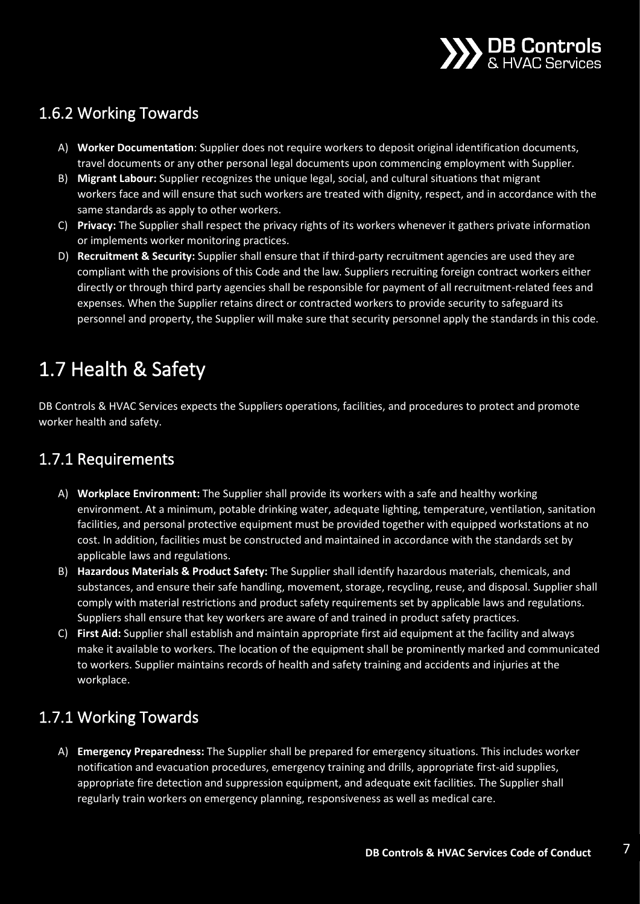### 1.6.2 Working Towards

A) **Worker Documentation**: Supplier does not require workers to deposit original identification documents, travel documents or any other personal legal documents upon commencing employment with Supplier.

B) **Migrant Labour:** Supplier recognizes the unique legal, social, and cultural situations that migrant workers face and will ensure that such workers are treated with dignity, respect, and in accordance with the same standards as apply to other workers.

C) **Privacy:** The Supplier shall respect the privacy rights of its workers whenever it gathers private information or implements worker monitoring practices.

D) **Recruitment & Security:** Supplier shall ensure that if third-party recruitment agencies are used they are compliant with the provisions of this Code and the law. Suppliers recruiting foreign contract workers either directly or through third party agencies shall be responsible for payment of all recruitment-related fees and expenses. When the Supplier retains direct or contracted workers to provide security to safeguard its personnel and property, the Supplier will make sure that security personnel apply the standards in this code.

## 1.7 Health & Safety

DB Controls & HVAC Services expects the Suppliers operations, facilities, and procedures to protect and promote worker health and safety.

### 1.7.1 Requirements

A) **Workplace Environment:** The Supplier shall provide its workers with a safe and healthy working environment. At a minimum, potable drinking water, adequate lighting, temperature, ventilation, sanitation facilities, and personal protective equipment must be provided together with equipped workstations at no cost. In addition, facilities must be constructed and maintained in accordance with the standards set by applicable laws and regulations.

B) **Hazardous Materials & Product Safety:** The Supplier shall identify hazardous materials, chemicals, and substances, and ensure their safe handling, movement, storage, recycling, reuse, and disposal. Supplier shall comply with material restrictions and product safety requirements set by applicable laws and regulations. Suppliers shall ensure that key workers are aware of and trained in product safety practices.

C) **First Aid:** Supplier shall establish and maintain appropriate first aid equipment at the facility and always make it available to workers. The location of the equipment shall be prominently marked and communicated to workers. Supplier maintains records of health and safety training and accidents and injuries at the workplace.

### 1.7.1 Working Towards

A) **Emergency Preparedness:** The Supplier shall be prepared for emergency situations. This includes worker notification and evacuation procedures, emergency training and drills, appropriate first-aid supplies, appropriate fire detection and suppression equipment, and adequate exit facilities. The Supplier shall regularly train workers on emergency planning, responsiveness as well as medical care.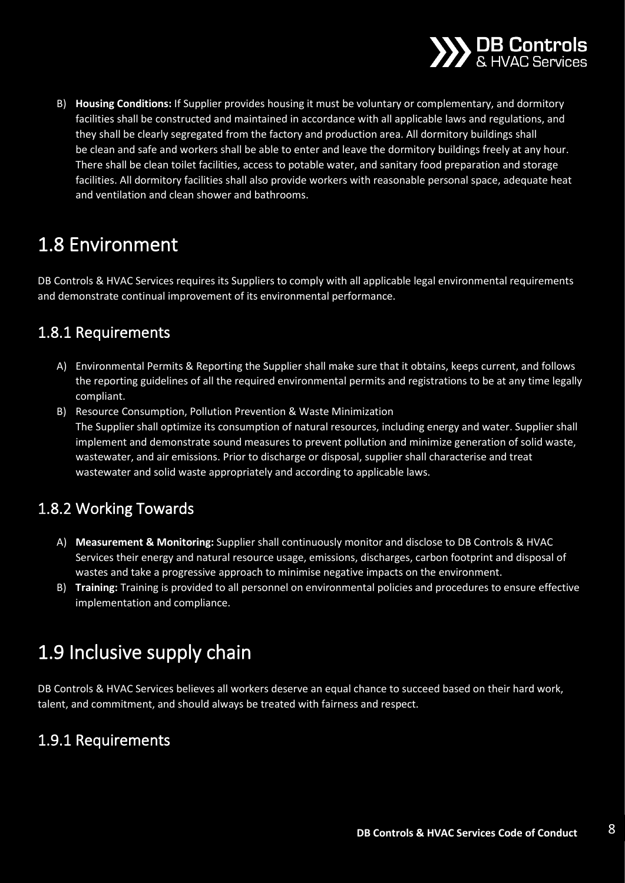B) **Housing Conditions:** If Supplier provides housing it must be voluntary or complementary, and dormitory facilities shall be constructed and maintained in accordance with all applicable laws and regulations, and they shall be clearly segregated from the factory and production area. All dormitory buildings shall be clean and safe and workers shall be able to enter and leave the dormitory buildings freely at any hour. There shall be clean toilet facilities, access to potable water, and sanitary food preparation and storage facilities. All dormitory facilities shall also provide workers with reasonable personal space, adequate heat and ventilation and clean shower and bathrooms.

# 1.8 Environment

DB Controls & HVAC Services requires its Suppliers to comply with all applicable legal environmental requirements and demonstrate continual improvement of its environmental performance.

## 1.8.1 Requirements

A) Environmental Permits & Reporting the Supplier shall make sure that it obtains, keeps current, and follows the reporting guidelines of all the required environmental permits and registrations to be at any time legally compliant.

B) Resource Consumption, Pollution Prevention & Waste Minimization
The Supplier shall optimize its consumption of natural resources, including energy and water. Supplier shall implement and demonstrate sound measures to prevent pollution and minimize generation of solid waste, wastewater, and air emissions. Prior to discharge or disposal, supplier shall characterise and treat wastewater and solid waste appropriately and according to applicable laws.

## 1.8.2 Working Towards

A) **Measurement & Monitoring:** Supplier shall continuously monitor and disclose to DB Controls & HVAC Services their energy and natural resource usage, emissions, discharges, carbon footprint and disposal of wastes and take a progressive approach to minimise negative impacts on the environment.

B) **Training:** Training is provided to all personnel on environmental policies and procedures to ensure effective implementation and compliance.

# 1.9 Inclusive supply chain

DB Controls & HVAC Services believes all workers deserve an equal chance to succeed based on their hard work, talent, and commitment, and should always be treated with fairness and respect.

## 1.9.1 Requirements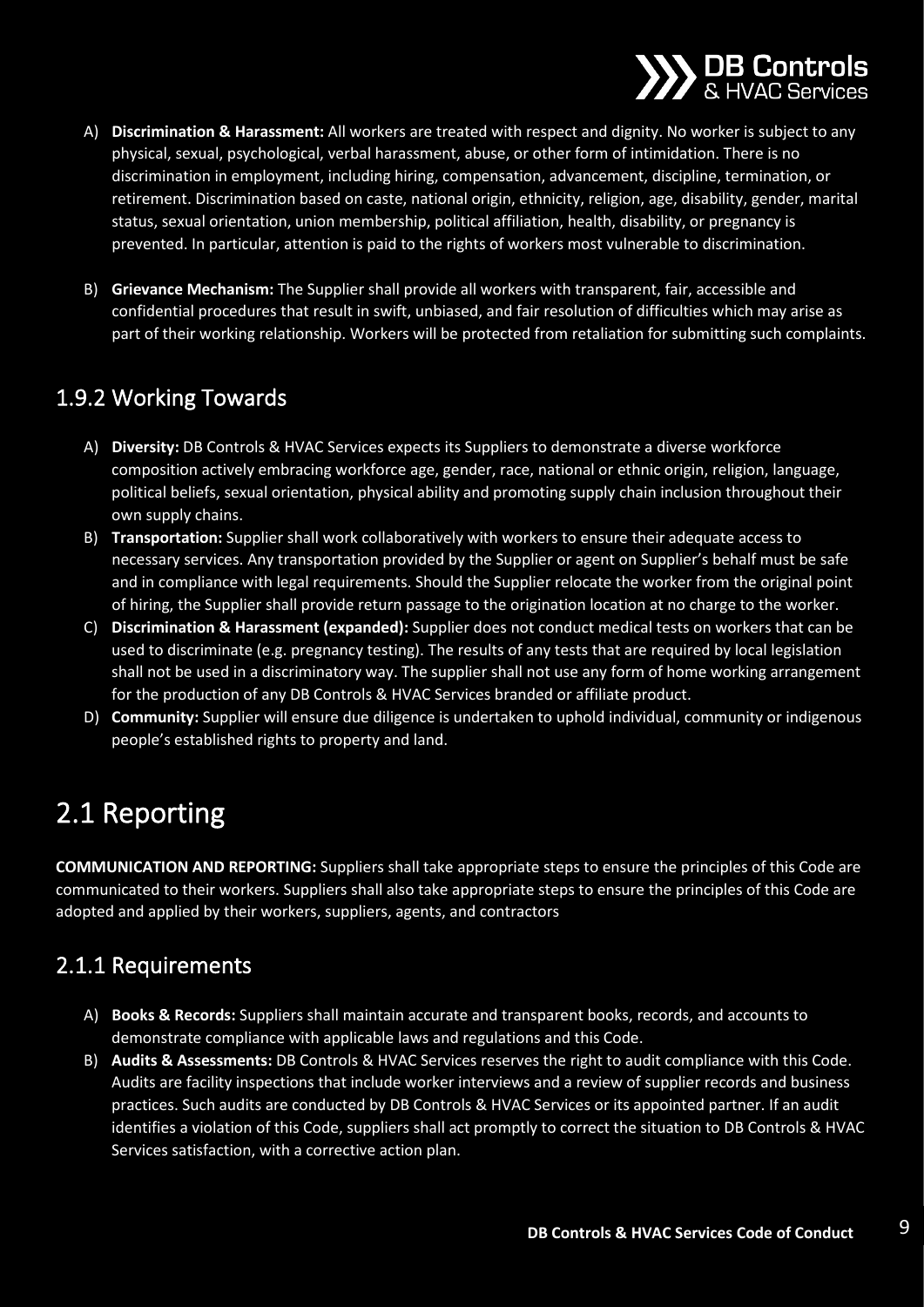A) **Discrimination & Harassment:** All workers are treated with respect and dignity. No worker is subject to any physical, sexual, psychological, verbal harassment, abuse, or other form of intimidation. There is no discrimination in employment, including hiring, compensation, advancement, discipline, termination, or retirement. Discrimination based on caste, national origin, ethnicity, religion, age, disability, gender, marital status, sexual orientation, union membership, political affiliation, health, disability, or pregnancy is prevented. In particular, attention is paid to the rights of workers most vulnerable to discrimination.

B) **Grievance Mechanism:** The Supplier shall provide all workers with transparent, fair, accessible and confidential procedures that result in swift, unbiased, and fair resolution of difficulties which may arise as part of their working relationship. Workers will be protected from retaliation for submitting such complaints.

## 1.9.2 Working Towards

A) **Diversity:** DB Controls & HVAC Services expects its Suppliers to demonstrate a diverse workforce composition actively embracing workforce age, gender, race, national or ethnic origin, religion, language, political beliefs, sexual orientation, physical ability and promoting supply chain inclusion throughout their own supply chains.

B) **Transportation:** Supplier shall work collaboratively with workers to ensure their adequate access to necessary services. Any transportation provided by the Supplier or agent on Supplier's behalf must be safe and in compliance with legal requirements. Should the Supplier relocate the worker from the original point of hiring, the Supplier shall provide return passage to the origination location at no charge to the worker.

C) **Discrimination & Harassment (expanded):** Supplier does not conduct medical tests on workers that can be used to discriminate (e.g. pregnancy testing). The results of any tests that are required by local legislation shall not be used in a discriminatory way. The supplier shall not use any form of home working arrangement for the production of any DB Controls & HVAC Services branded or affiliate product.

D) **Community:** Supplier will ensure due diligence is undertaken to uphold individual, community or indigenous people's established rights to property and land.

# 2.1 Reporting

**COMMUNICATION AND REPORTING:** Suppliers shall take appropriate steps to ensure the principles of this Code are communicated to their workers. Suppliers shall also take appropriate steps to ensure the principles of this Code are adopted and applied by their workers, suppliers, agents, and contractors

## 2.1.1 Requirements

A) **Books & Records:** Suppliers shall maintain accurate and transparent books, records, and accounts to demonstrate compliance with applicable laws and regulations and this Code.

B) **Audits & Assessments:** DB Controls & HVAC Services reserves the right to audit compliance with this Code. Audits are facility inspections that include worker interviews and a review of supplier records and business practices. Such audits are conducted by DB Controls & HVAC Services or its appointed partner. If an audit identifies a violation of this Code, suppliers shall act promptly to correct the situation to DB Controls & HVAC Services satisfaction, with a corrective action plan.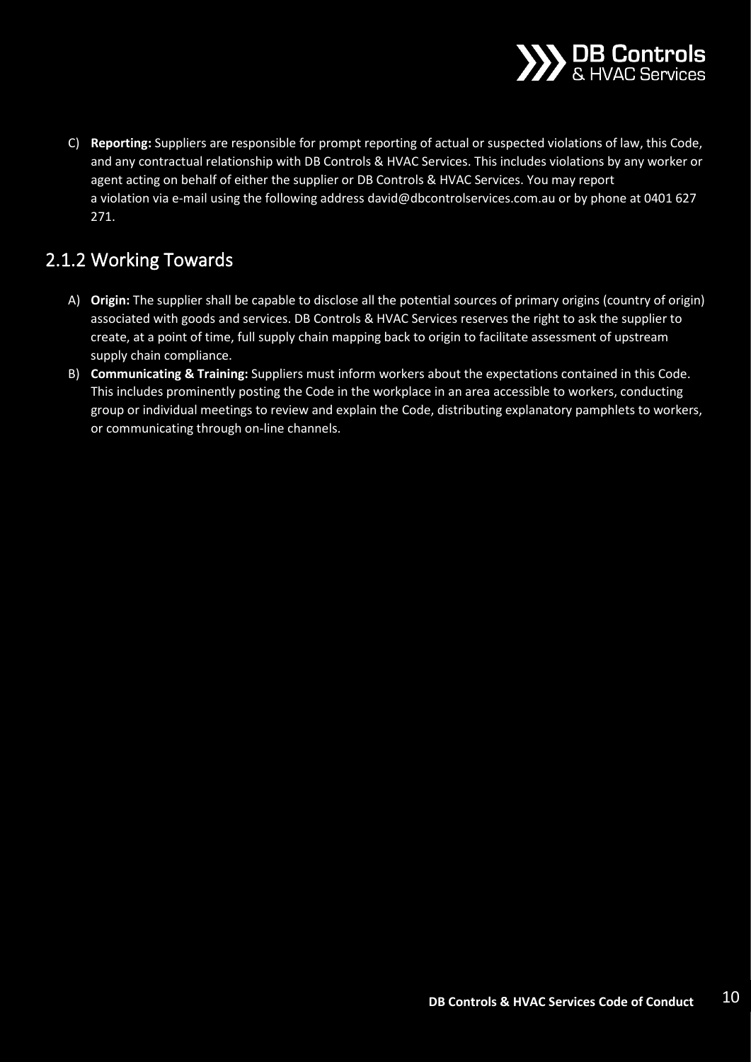C) **Reporting:** Suppliers are responsible for prompt reporting of actual or suspected violations of law, this Code, and any contractual relationship with DB Controls & HVAC Services. This includes violations by any worker or agent acting on behalf of either the supplier or DB Controls & HVAC Services. You may report a violation via e-mail using the following address david@dbcontrolservices.com.au or by phone at 0401 627 271.

## 2.1.2 Working Towards

A) **Origin:** The supplier shall be capable to disclose all the potential sources of primary origins (country of origin) associated with goods and services. DB Controls & HVAC Services reserves the right to ask the supplier to create, at a point of time, full supply chain mapping back to origin to facilitate assessment of upstream supply chain compliance.

B) **Communicating & Training:** Suppliers must inform workers about the expectations contained in this Code. This includes prominently posting the Code in the workplace in an area accessible to workers, conducting group or individual meetings to review and explain the Code, distributing explanatory pamphlets to workers, or communicating through on-line channels.